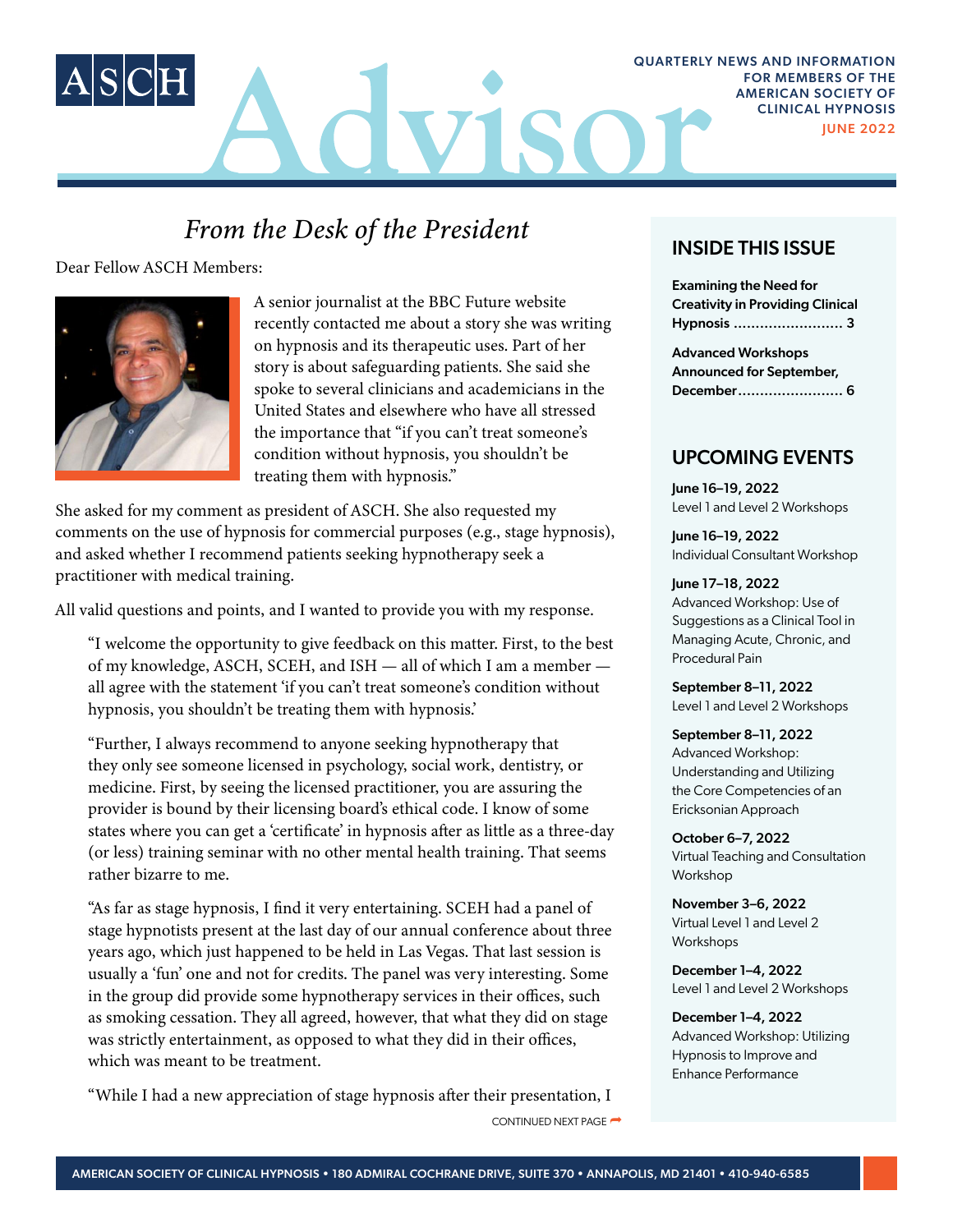# ASCH Advisor

QUARTERLY NEWS AND INFORMATION FOR MEMBERS OF THE AMERICAN SOCIETY OF CLINICAL HYPNOSIS

JUNE 2022

## From the Desk of the President

Dear Fellow ASCH Members:

A senior journalist at the BBC Future website recently contacted me about a story she was writing on hypnosis and its therapeutic uses. Part of her story is about safeguarding patients. She said she spoke to several clinicians and academicians in the United States and elsewhere who have all stressed the importance that "if you can't treat someone's condition without hypnosis, you shouldn't be treating them with hypnosis."

She asked for my comment as president of ASCH. She also requested my comments on the use of hypnosis for commercial purposes (e.g., stage hypnosis), and asked whether I recommend patients seeking hypnotherapy seek a practitioner with medical training.

All valid questions and points, and I wanted to provide you with my response.

"I welcome the opportunity to give feedback on this matter. First, to the best of my knowledge, ASCH, SCEH, and ISH — all of which I am a member — all agree with the statement 'if you can't treat someone's condition without hypnosis, you shouldn't be treating them with hypnosis.'

"Further, I always recommend to anyone seeking hypnotherapy that they only see someone licensed in psychology, social work, dentistry, or medicine. First, by seeing the licensed practitioner, you are assuring the provider is bound by their licensing board's ethical code. I know of some states where you can get a 'certificate' in hypnosis after as little as a three-day (or less) training seminar with no other mental health training. That seems rather bizarre to me.

"As far as stage hypnosis, I find it very entertaining. SCEH had a panel of stage hypnotists present at the last day of our annual conference about three years ago, which just happened to be held in Las Vegas. That last session is usually a 'fun' one and not for credits. The panel was very interesting. Some in the group did provide some hypnotherapy services in their offices, such as smoking cessation. They all agreed, however, that what they did on stage was strictly entertainment, as opposed to what they did in their offices, which was meant to be treatment.

"While I had a new appreciation of stage hypnosis after their presentation, I

CONTINUED NEXT PAGE

## INSIDE THIS ISSUE

**Examining the Need for Creativity in Providing Clinical Hypnosis** ........................ 3

**Advanced Workshops Announced for September, December** ........................ 6

## UPCOMING EVENTS

**June 16–19, 2022**
Level 1 and Level 2 Workshops

**June 16–19, 2022**
Individual Consultant Workshop

**June 17–18, 2022**
Advanced Workshop: Use of Suggestions as a Clinical Tool in Managing Acute, Chronic, and Procedural Pain

**September 8–11, 2022**
Level 1 and Level 2 Workshops

**September 8–11, 2022**
Advanced Workshop: Understanding and Utilizing the Core Competencies of an Ericksonian Approach

**October 6–7, 2022**
Virtual Teaching and Consultation Workshop

**November 3–6, 2022**
Virtual Level 1 and Level 2 Workshops

**December 1–4, 2022**
Level 1 and Level 2 Workshops

**December 1–4, 2022**
Advanced Workshop: Utilizing Hypnosis to Improve and Enhance Performance

AMERICAN SOCIETY OF CLINICAL HYPNOSIS • 180 ADMIRAL COCHRANE DRIVE, SUITE 370 • ANNAPOLIS, MD 21401 • 410-940-6585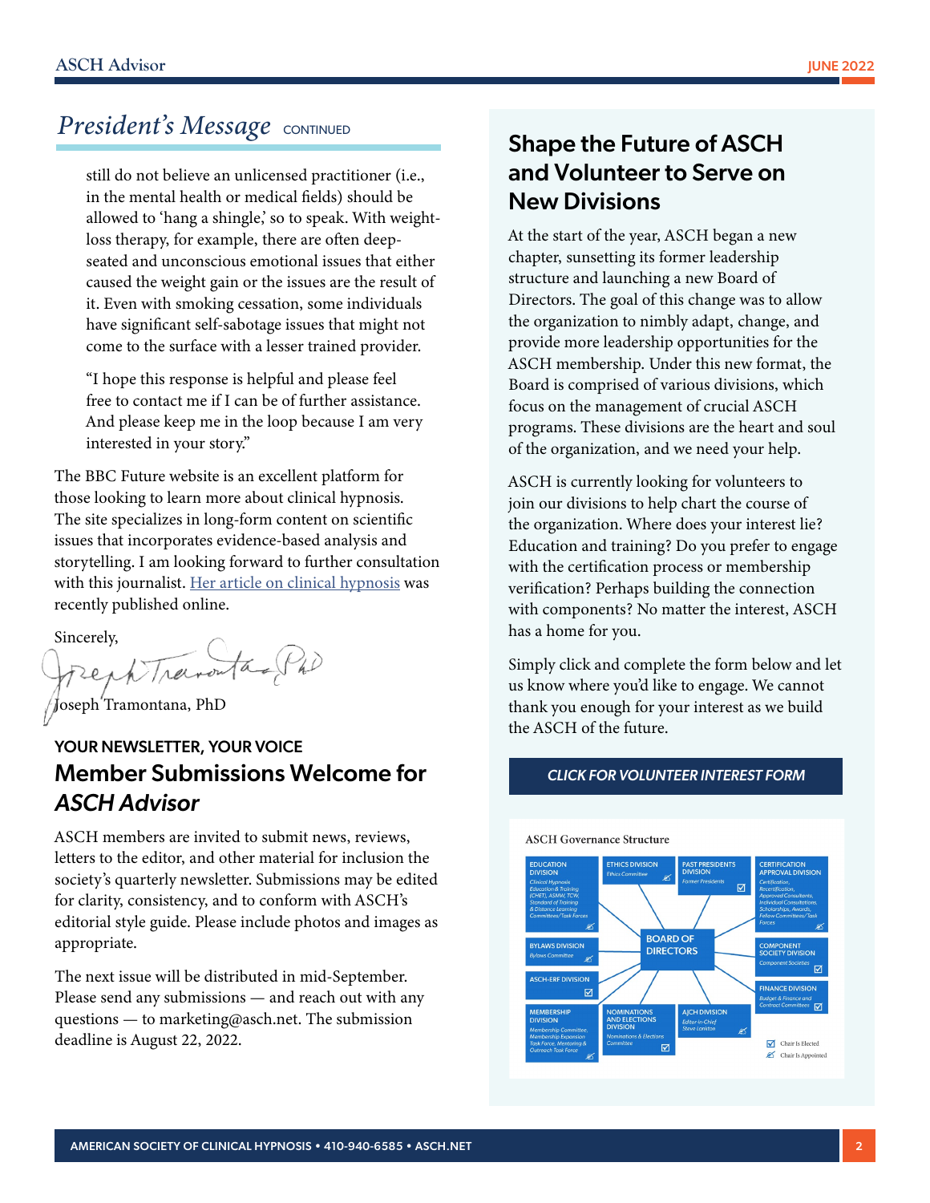## *President's Message* CONTINUED

> still do not believe an unlicensed practitioner (i.e., in the mental health or medical fields) should be allowed to 'hang a shingle,' so to speak. With weight-loss therapy, for example, there are often deep-seated and unconscious emotional issues that either caused the weight gain or the issues are the result of it. Even with smoking cessation, some individuals have significant self-sabotage issues that might not come to the surface with a lesser trained provider.
>
> "I hope this response is helpful and please feel free to contact me if I can be of further assistance. And please keep me in the loop because I am very interested in your story."

The BBC Future website is an excellent platform for those looking to learn more about clinical hypnosis. The site specializes in long-form content on scientific issues that incorporates evidence-based analysis and storytelling. I am looking forward to further consultation with this journalist. Her article on clinical hypnosis was recently published online.

Sincerely,

Joseph Tramontana, PhD

### YOUR NEWSLETTER, YOUR VOICE

## Member Submissions Welcome for *ASCH Advisor*

ASCH members are invited to submit news, reviews, letters to the editor, and other material for inclusion the society's quarterly newsletter. Submissions may be edited for clarity, consistency, and to conform with ASCH's editorial style guide. Please include photos and images as appropriate.

The next issue will be distributed in mid-September. Please send any submissions — and reach out with any questions — to marketing@asch.net. The submission deadline is August 22, 2022.

## Shape the Future of ASCH and Volunteer to Serve on New Divisions

At the start of the year, ASCH began a new chapter, sunsetting its former leadership structure and launching a new Board of Directors. The goal of this change was to allow the organization to nimbly adapt, change, and provide more leadership opportunities for the ASCH membership. Under this new format, the Board is comprised of various divisions, which focus on the management of crucial ASCH programs. These divisions are the heart and soul of the organization, and we need your help.

ASCH is currently looking for volunteers to join our divisions to help chart the course of the organization. Where does your interest lie? Education and training? Do you prefer to engage with the certification process or membership verification? Perhaps building the connection with components? No matter the interest, ASCH has a home for you.

Simply click and complete the form below and let us know where you'd like to engage. We cannot thank you enough for your interest as we build the ASCH of the future.

**CLICK FOR VOLUNTEER INTEREST FORM**

ASCH Governance Structure

BOARD OF DIRECTORS

- EDUCATION DIVISION — Clinical Hypnosis Education & Training (CHET), ASMW, TCW, Standard of Training & Distance Learning Committees/Task Forces
- ETHICS DIVISION — Ethics Committee
- PAST PRESIDENTS DIVISION — Former Presidents
- CERTIFICATION APPROVAL DIVISION — Certification, Recertification, Approved Consultants, Individual Consultations, Scholarships, Awards, Fellow Committees/Task Forces
- BYLAWS DIVISION — Bylaws Committee
- COMPONENT SOCIETY DIVISION — Component Societies
- ASCH-ERF DIVISION
- FINANCE DIVISION — Budget & Finance and Contract Committees
- MEMBERSHIP DIVISION — Membership Committee, Membership Expansion Task Force, Mentoring & Outreach Task Force
- NOMINATIONS AND ELECTIONS DIVISION — Nominations & Elections Committee
- AJCH DIVISION — Editor-in-Chief Steve Lankton

☑ Chair Is Elected
✍ Chair Is Appointed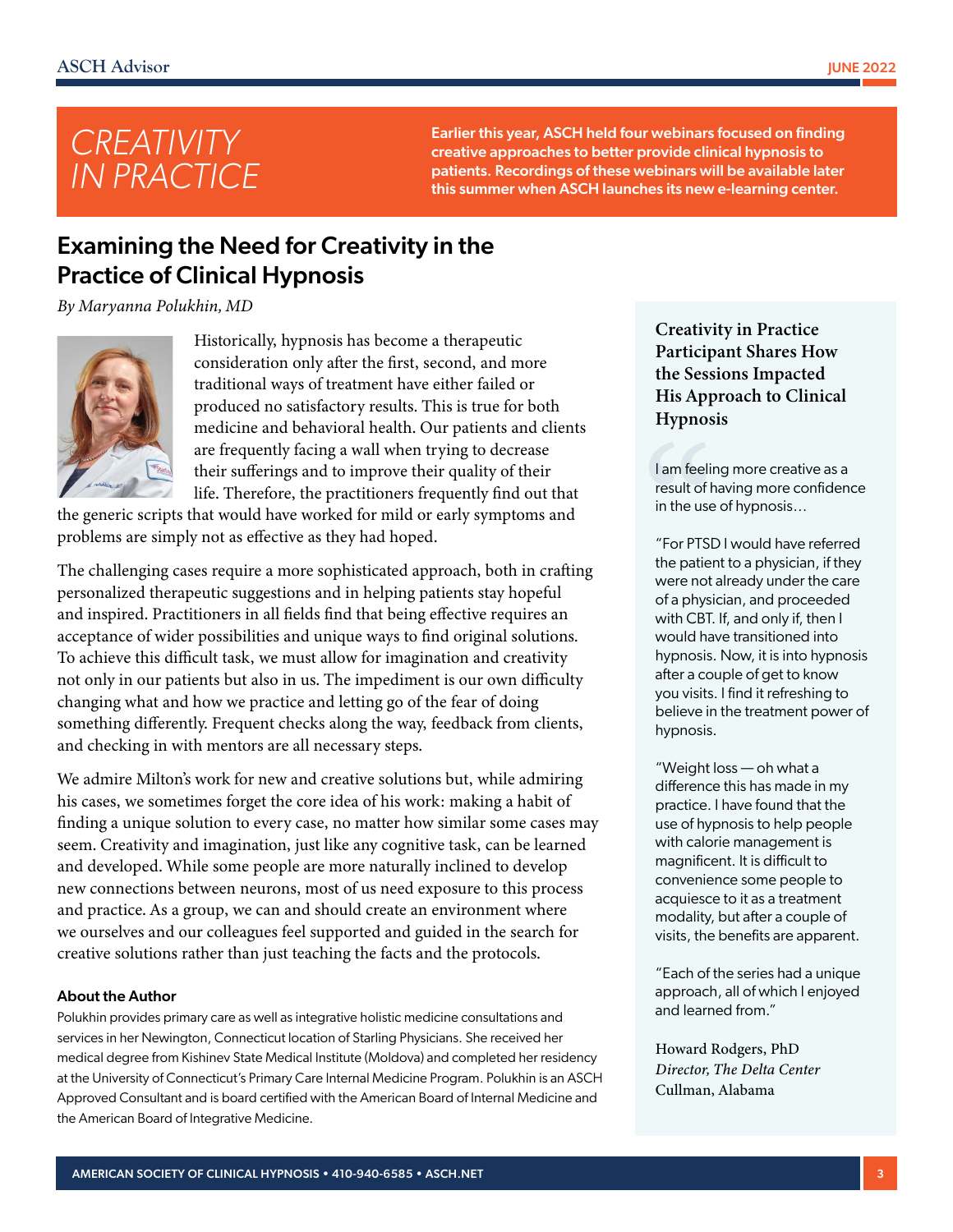# CREATIVITY IN PRACTICE

**Earlier this year, ASCH held four webinars focused on finding creative approaches to better provide clinical hypnosis to patients. Recordings of these webinars will be available later this summer when ASCH launches its new e-learning center.**

## Examining the Need for Creativity in the Practice of Clinical Hypnosis

*By Maryanna Polukhin, MD*

Historically, hypnosis has become a therapeutic consideration only after the first, second, and more traditional ways of treatment have either failed or produced no satisfactory results. This is true for both medicine and behavioral health. Our patients and clients are frequently facing a wall when trying to decrease their sufferings and to improve their quality of their life. Therefore, the practitioners frequently find out that the generic scripts that would have worked for mild or early symptoms and problems are simply not as effective as they had hoped.

The challenging cases require a more sophisticated approach, both in crafting personalized therapeutic suggestions and in helping patients stay hopeful and inspired. Practitioners in all fields find that being effective requires an acceptance of wider possibilities and unique ways to find original solutions. To achieve this difficult task, we must allow for imagination and creativity not only in our patients but also in us. The impediment is our own difficulty changing what and how we practice and letting go of the fear of doing something differently. Frequent checks along the way, feedback from clients, and checking in with mentors are all necessary steps.

We admire Milton's work for new and creative solutions but, while admiring his cases, we sometimes forget the core idea of his work: making a habit of finding a unique solution to every case, no matter how similar some cases may seem. Creativity and imagination, just like any cognitive task, can be learned and developed. While some people are more naturally inclined to develop new connections between neurons, most of us need exposure to this process and practice. As a group, we can and should create an environment where we ourselves and our colleagues feel supported and guided in the search for creative solutions rather than just teaching the facts and the protocols.

### About the Author

Polukhin provides primary care as well as integrative holistic medicine consultations and services in her Newington, Connecticut location of Starling Physicians. She received her medical degree from Kishinev State Medical Institute (Moldova) and completed her residency at the University of Connecticut's Primary Care Internal Medicine Program. Polukhin is an ASCH Approved Consultant and is board certified with the American Board of Internal Medicine and the American Board of Integrative Medicine.

---

### Creativity in Practice Participant Shares How the Sessions Impacted His Approach to Clinical Hypnosis

I am feeling more creative as a result of having more confidence in the use of hypnosis…

"For PTSD I would have referred the patient to a physician, if they were not already under the care of a physician, and proceeded with CBT. If, and only if, then I would have transitioned into hypnosis. Now, it is into hypnosis after a couple of get to know you visits. I find it refreshing to believe in the treatment power of hypnosis.

"Weight loss — oh what a difference this has made in my practice. I have found that the use of hypnosis to help people with calorie management is magnificent. It is difficult to convenience some people to acquiesce to it as a treatment modality, but after a couple of visits, the benefits are apparent.

"Each of the series had a unique approach, all of which I enjoyed and learned from."

Howard Rodgers, PhD
*Director, The Delta Center*
Cullman, Alabama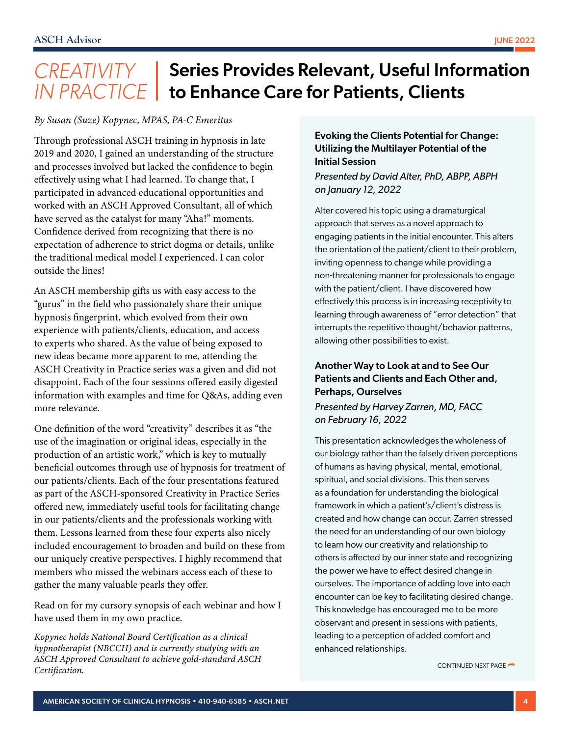# CREATIVITY IN PRACTICE | Series Provides Relevant, Useful Information to Enhance Care for Patients, Clients

*By Susan (Suze) Kopynec, MPAS, PA-C Emeritus*

Through professional ASCH training in hypnosis in late 2019 and 2020, I gained an understanding of the structure and processes involved but lacked the confidence to begin effectively using what I had learned. To change that, I participated in advanced educational opportunities and worked with an ASCH Approved Consultant, all of which have served as the catalyst for many "Aha!" moments. Confidence derived from recognizing that there is no expectation of adherence to strict dogma or details, unlike the traditional medical model I experienced. I can color outside the lines!

An ASCH membership gifts us with easy access to the "gurus" in the field who passionately share their unique hypnosis fingerprint, which evolved from their own experience with patients/clients, education, and access to experts who shared. As the value of being exposed to new ideas became more apparent to me, attending the ASCH Creativity in Practice series was a given and did not disappoint. Each of the four sessions offered easily digested information with examples and time for Q&As, adding even more relevance.

One definition of the word "creativity" describes it as "the use of the imagination or original ideas, especially in the production of an artistic work," which is key to mutually beneficial outcomes through use of hypnosis for treatment of our patients/clients. Each of the four presentations featured as part of the ASCH-sponsored Creativity in Practice Series offered new, immediately useful tools for facilitating change in our patients/clients and the professionals working with them. Lessons learned from these four experts also nicely included encouragement to broaden and build on these from our uniquely creative perspectives. I highly recommend that members who missed the webinars access each of these to gather the many valuable pearls they offer.

Read on for my cursory synopsis of each webinar and how I have used them in my own practice.

*Kopynec holds National Board Certification as a clinical hypnotherapist (NBCCH) and is currently studying with an ASCH Approved Consultant to achieve gold-standard ASCH Certification.*

### Evoking the Clients Potential for Change: Utilizing the Multilayer Potential of the Initial Session

*Presented by David Alter, PhD, ABPP, ABPH on January 12, 2022*

Alter covered his topic using a dramaturgical approach that serves as a novel approach to engaging patients in the initial encounter. This alters the orientation of the patient/client to their problem, inviting openness to change while providing a non-threatening manner for professionals to engage with the patient/client. I have discovered how effectively this process is in increasing receptivity to learning through awareness of "error detection" that interrupts the repetitive thought/behavior patterns, allowing other possibilities to exist.

### Another Way to Look at and to See Our Patients and Clients and Each Other and, Perhaps, Ourselves

*Presented by Harvey Zarren, MD, FACC on February 16, 2022*

This presentation acknowledges the wholeness of our biology rather than the falsely driven perceptions of humans as having physical, mental, emotional, spiritual, and social divisions. This then serves as a foundation for understanding the biological framework in which a patient's/client's distress is created and how change can occur. Zarren stressed the need for an understanding of our own biology to learn how our creativity and relationship to others is affected by our inner state and recognizing the power we have to effect desired change in ourselves. The importance of adding love into each encounter can be key to facilitating desired change. This knowledge has encouraged me to be more observant and present in sessions with patients, leading to a perception of added comfort and enhanced relationships.

CONTINUED NEXT PAGE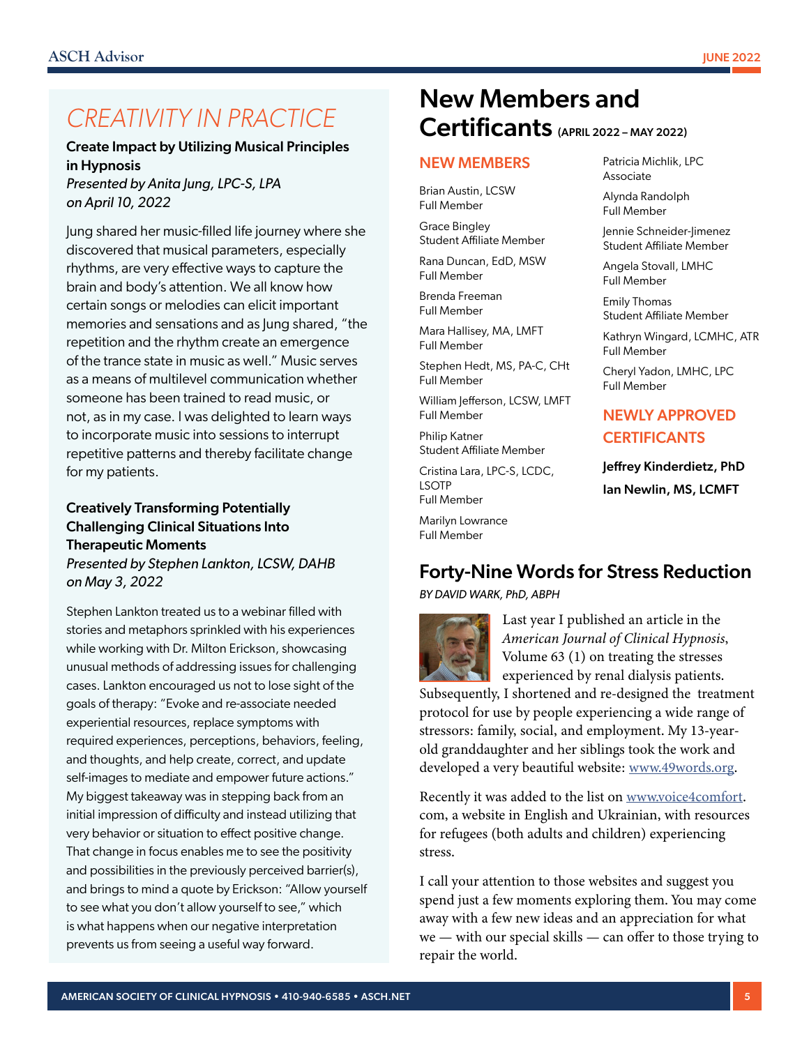## CREATIVITY IN PRACTICE

**Create Impact by Utilizing Musical Principles in Hypnosis**
*Presented by Anita Jung, LPC-S, LPA on April 10, 2022*

Jung shared her music-filled life journey where she discovered that musical parameters, especially rhythms, are very effective ways to capture the brain and body's attention. We all know how certain songs or melodies can elicit important memories and sensations and as Jung shared, "the repetition and the rhythm create an emergence of the trance state in music as well." Music serves as a means of multilevel communication whether someone has been trained to read music, or not, as in my case. I was delighted to learn ways to incorporate music into sessions to interrupt repetitive patterns and thereby facilitate change for my patients.

**Creatively Transforming Potentially Challenging Clinical Situations Into Therapeutic Moments**
*Presented by Stephen Lankton, LCSW, DAHB on May 3, 2022*

Stephen Lankton treated us to a webinar filled with stories and metaphors sprinkled with his experiences while working with Dr. Milton Erickson, showcasing unusual methods of addressing issues for challenging cases. Lankton encouraged us not to lose sight of the goals of therapy: "Evoke and re-associate needed experiential resources, replace symptoms with required experiences, perceptions, behaviors, feeling, and thoughts, and help create, correct, and update self-images to mediate and empower future actions." My biggest takeaway was in stepping back from an initial impression of difficulty and instead utilizing that very behavior or situation to effect positive change. That change in focus enables me to see the positivity and possibilities in the previously perceived barrier(s), and brings to mind a quote by Erickson: "Allow yourself to see what you don't allow yourself to see," which is what happens when our negative interpretation prevents us from seeing a useful way forward.

# New Members and Certificants (APRIL 2022 – MAY 2022)

### NEW MEMBERS

Brian Austin, LCSW
Full Member

Grace Bingley
Student Affiliate Member

Rana Duncan, EdD, MSW
Full Member

Brenda Freeman
Full Member

Mara Hallisey, MA, LMFT
Full Member

Stephen Hedt, MS, PA-C, CHt
Full Member

William Jefferson, LCSW, LMFT
Full Member

Philip Katner
Student Affiliate Member

Cristina Lara, LPC-S, LCDC, LSOTP
Full Member

Marilyn Lowrance
Full Member

Patricia Michlik, LPC
Associate

Alynda Randolph
Full Member

Jennie Schneider-Jimenez
Student Affiliate Member

Angela Stovall, LMHC
Full Member

Emily Thomas
Student Affiliate Member

Kathryn Wingard, LCMHC, ATR
Full Member

Cheryl Yadon, LMHC, LPC
Full Member

### NEWLY APPROVED CERTIFICANTS

**Jeffrey Kinderdietz, PhD**

**Ian Newlin, MS, LCMFT**

## Forty-Nine Words for Stress Reduction

*BY DAVID WARK, PhD, ABPH*

Last year I published an article in the *American Journal of Clinical Hypnosis*, Volume 63 (1) on treating the stresses experienced by renal dialysis patients. Subsequently, I shortened and re-designed the treatment protocol for use by people experiencing a wide range of stressors: family, social, and employment. My 13-year-old granddaughter and her siblings took the work and developed a very beautiful website: www.49words.org.

Recently it was added to the list on www.voice4comfort.com, a website in English and Ukrainian, with resources for refugees (both adults and children) experiencing stress.

I call your attention to those websites and suggest you spend just a few moments exploring them. You may come away with a few new ideas and an appreciation for what we — with our special skills — can offer to those trying to repair the world.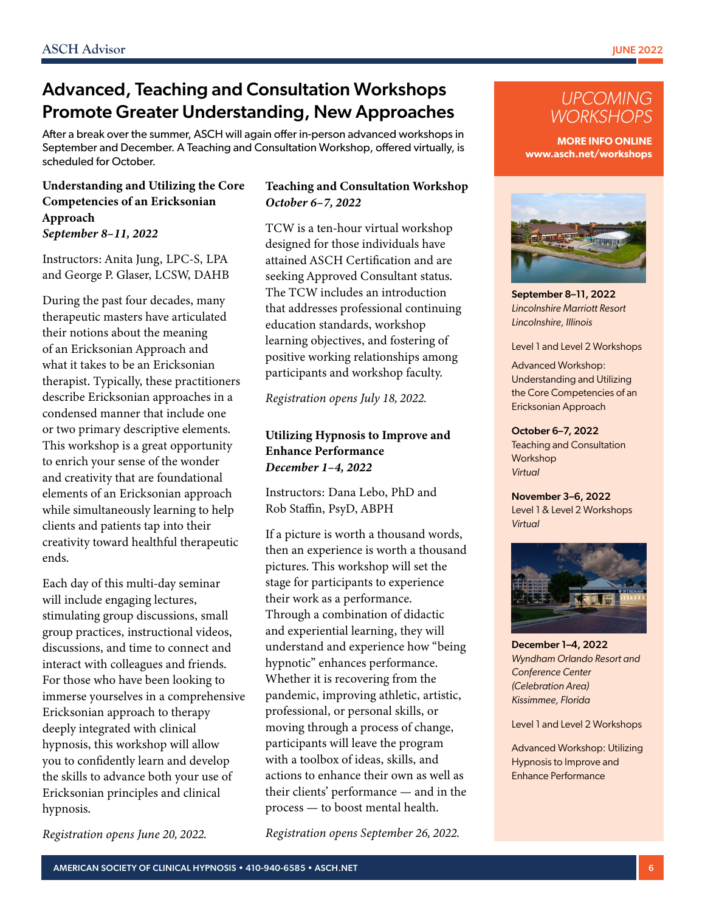# Advanced, Teaching and Consultation Workshops Promote Greater Understanding, New Approaches

After a break over the summer, ASCH will again offer in-person advanced workshops in September and December. A Teaching and Consultation Workshop, offered virtually, is scheduled for October.

### Understanding and Utilizing the Core Competencies of an Ericksonian Approach
***September 8–11, 2022***

Instructors: Anita Jung, LPC-S, LPA and George P. Glaser, LCSW, DAHB

During the past four decades, many therapeutic masters have articulated their notions about the meaning of an Ericksonian Approach and what it takes to be an Ericksonian therapist. Typically, these practitioners describe Ericksonian approaches in a condensed manner that include one or two primary descriptive elements. This workshop is a great opportunity to enrich your sense of the wonder and creativity that are foundational elements of an Ericksonian approach while simultaneously learning to help clients and patients tap into their creativity toward healthful therapeutic ends.

Each day of this multi-day seminar will include engaging lectures, stimulating group discussions, small group practices, instructional videos, discussions, and time to connect and interact with colleagues and friends. For those who have been looking to immerse yourselves in a comprehensive Ericksonian approach to therapy deeply integrated with clinical hypnosis, this workshop will allow you to confidently learn and develop the skills to advance both your use of Ericksonian principles and clinical hypnosis.

*Registration opens June 20, 2022.*

### Teaching and Consultation Workshop
***October 6–7, 2022***

TCW is a ten-hour virtual workshop designed for those individuals have attained ASCH Certification and are seeking Approved Consultant status. The TCW includes an introduction that addresses professional continuing education standards, workshop learning objectives, and fostering of positive working relationships among participants and workshop faculty.

*Registration opens July 18, 2022.*

### Utilizing Hypnosis to Improve and Enhance Performance
***December 1–4, 2022***

Instructors: Dana Lebo, PhD and Rob Staffin, PsyD, ABPH

If a picture is worth a thousand words, then an experience is worth a thousand pictures. This workshop will set the stage for participants to experience their work as a performance. Through a combination of didactic and experiential learning, they will understand and experience how "being hypnotic" enhances performance. Whether it is recovering from the pandemic, improving athletic, artistic, professional, or personal skills, or moving through a process of change, participants will leave the program with a toolbox of ideas, skills, and actions to enhance their own as well as their clients' performance — and in the process — to boost mental health.

*Registration opens September 26, 2022.*

## *UPCOMING WORKSHOPS*

**MORE INFO ONLINE**
**www.asch.net/workshops**

**September 8–11, 2022**
*Lincolnshire Marriott Resort*
*Lincolnshire, Illinois*

Level 1 and Level 2 Workshops

Advanced Workshop: Understanding and Utilizing the Core Competencies of an Ericksonian Approach

**October 6–7, 2022**
Teaching and Consultation Workshop
*Virtual*

**November 3–6, 2022**
Level 1 & Level 2 Workshops
*Virtual*

**December 1–4, 2022**
*Wyndham Orlando Resort and Conference Center (Celebration Area)*
*Kissimmee, Florida*

Level 1 and Level 2 Workshops

Advanced Workshop: Utilizing Hypnosis to Improve and Enhance Performance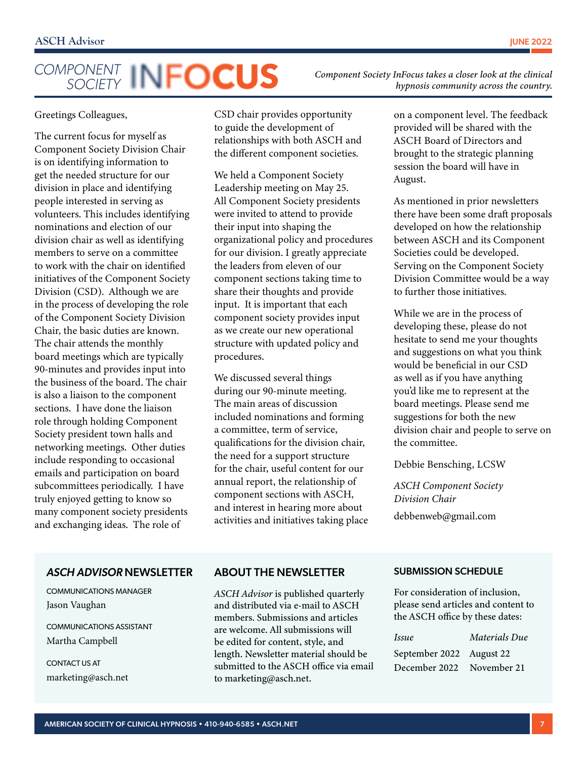# COMPONENT SOCIETY INFOCUS

*Component Society InFocus takes a closer look at the clinical hypnosis community across the country.*

Greetings Colleagues,

The current focus for myself as Component Society Division Chair is on identifying information to get the needed structure for our division in place and identifying people interested in serving as volunteers. This includes identifying nominations and election of our division chair as well as identifying members to serve on a committee to work with the chair on identified initiatives of the Component Society Division (CSD). Although we are in the process of developing the role of the Component Society Division Chair, the basic duties are known. The chair attends the monthly board meetings which are typically 90-minutes and provides input into the business of the board. The chair is also a liaison to the component sections. I have done the liaison role through holding Component Society president town halls and networking meetings. Other duties include responding to occasional emails and participation on board subcommittees periodically. I have truly enjoyed getting to know so many component society presidents and exchanging ideas. The role of CSD chair provides opportunity to guide the development of relationships with both ASCH and the different component societies.

We held a Component Society Leadership meeting on May 25. All Component Society presidents were invited to attend to provide their input into shaping the organizational policy and procedures for our division. I greatly appreciate the leaders from eleven of our component sections taking time to share their thoughts and provide input. It is important that each component society provides input as we create our new operational structure with updated policy and procedures.

We discussed several things during our 90-minute meeting. The main areas of discussion included nominations and forming a committee, term of service, qualifications for the division chair, the need for a support structure for the chair, useful content for our annual report, the relationship of component sections with ASCH, and interest in hearing more about activities and initiatives taking place on a component level. The feedback provided will be shared with the ASCH Board of Directors and brought to the strategic planning session the board will have in August.

As mentioned in prior newsletters there have been some draft proposals developed on how the relationship between ASCH and its Component Societies could be developed. Serving on the Component Society Division Committee would be a way to further those initiatives.

While we are in the process of developing these, please do not hesitate to send me your thoughts and suggestions on what you think would be beneficial in our CSD as well as if you have anything you'd like me to represent at the board meetings. Please send me suggestions for both the new division chair and people to serve on the committee.

Debbie Bensching, LCSW

*ASCH Component Society Division Chair*

debbenweb@gmail.com

## *ASCH ADVISOR* NEWSLETTER

COMMUNICATIONS MANAGER
Jason Vaughan

COMMUNICATIONS ASSISTANT
Martha Campbell

CONTACT US AT
marketing@asch.net

## ABOUT THE NEWSLETTER

*ASCH Advisor* is published quarterly and distributed via e-mail to ASCH members. Submissions and articles are welcome. All submissions will be edited for content, style, and length. Newsletter material should be submitted to the ASCH office via email to marketing@asch.net.

## SUBMISSION SCHEDULE

For consideration of inclusion, please send articles and content to the ASCH office by these dates:

| *Issue* | *Materials Due* |
|---|---|
| September 2022 | August 22 |
| December 2022 | November 21 |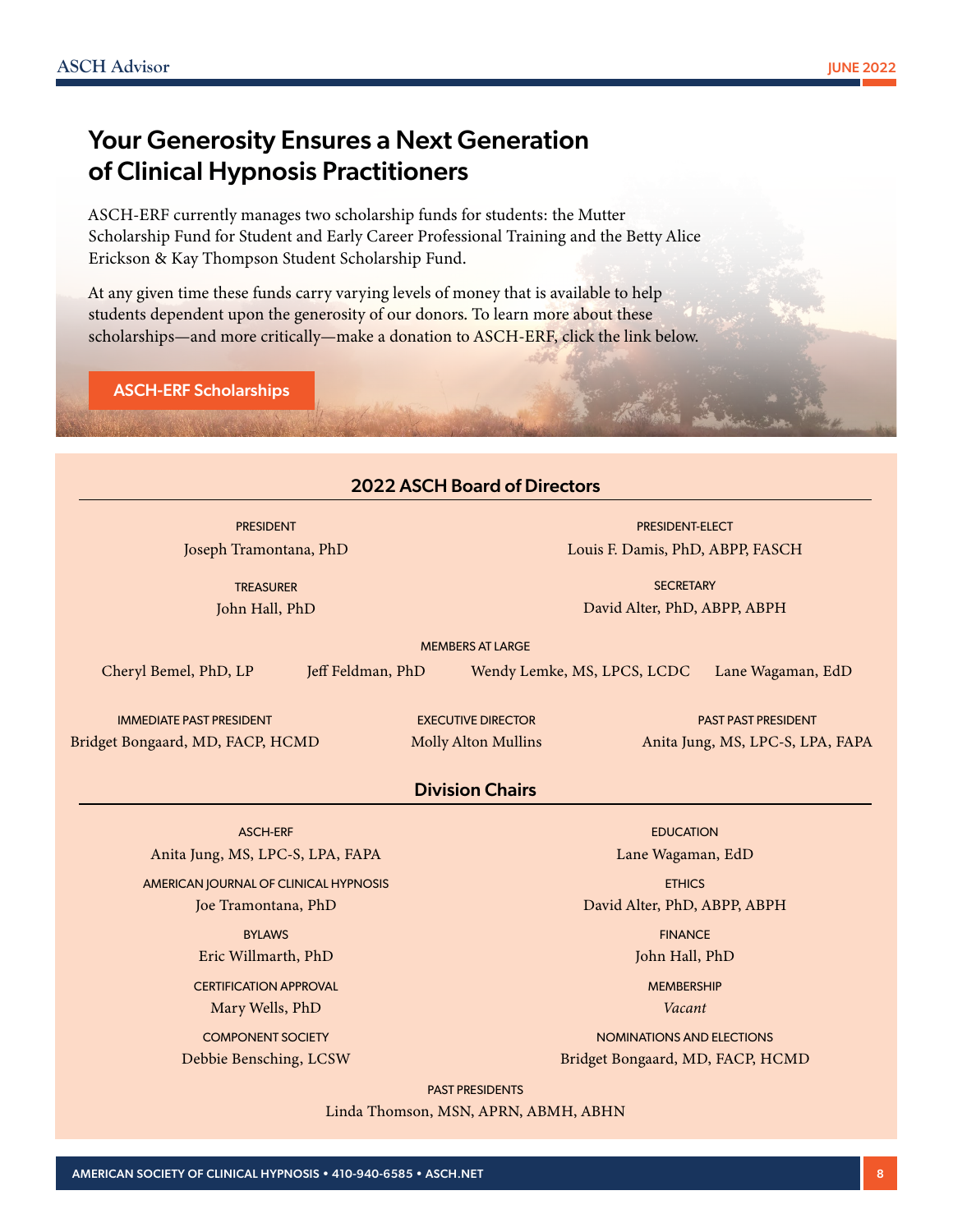## Your Generosity Ensures a Next Generation of Clinical Hypnosis Practitioners

ASCH-ERF currently manages two scholarship funds for students: the Mutter Scholarship Fund for Student and Early Career Professional Training and the Betty Alice Erickson & Kay Thompson Student Scholarship Fund.

At any given time these funds carry varying levels of money that is available to help students dependent upon the generosity of our donors. To learn more about these scholarships—and more critically—make a donation to ASCH-ERF, click the link below.

**ASCH-ERF Scholarships**

### 2022 ASCH Board of Directors

PRESIDENT
Joseph Tramontana, PhD

PRESIDENT-ELECT
Louis F. Damis, PhD, ABPP, FASCH

TREASURER
John Hall, PhD

SECRETARY
David Alter, PhD, ABPP, ABPH

MEMBERS AT LARGE
Cheryl Bemel, PhD, LP
Jeff Feldman, PhD
Wendy Lemke, MS, LPCS, LCDC
Lane Wagaman, EdD

IMMEDIATE PAST PRESIDENT
Bridget Bongaard, MD, FACP, HCMD

EXECUTIVE DIRECTOR
Molly Alton Mullins

PAST PAST PRESIDENT
Anita Jung, MS, LPC-S, LPA, FAPA

### Division Chairs

ASCH-ERF
Anita Jung, MS, LPC-S, LPA, FAPA

AMERICAN JOURNAL OF CLINICAL HYPNOSIS
Joe Tramontana, PhD

BYLAWS
Eric Willmarth, PhD

CERTIFICATION APPROVAL
Mary Wells, PhD

COMPONENT SOCIETY
Debbie Bensching, LCSW

EDUCATION
Lane Wagaman, EdD

ETHICS
David Alter, PhD, ABPP, ABPH

FINANCE
John Hall, PhD

MEMBERSHIP
*Vacant*

NOMINATIONS AND ELECTIONS
Bridget Bongaard, MD, FACP, HCMD

PAST PRESIDENTS
Linda Thomson, MSN, APRN, ABMH, ABHN